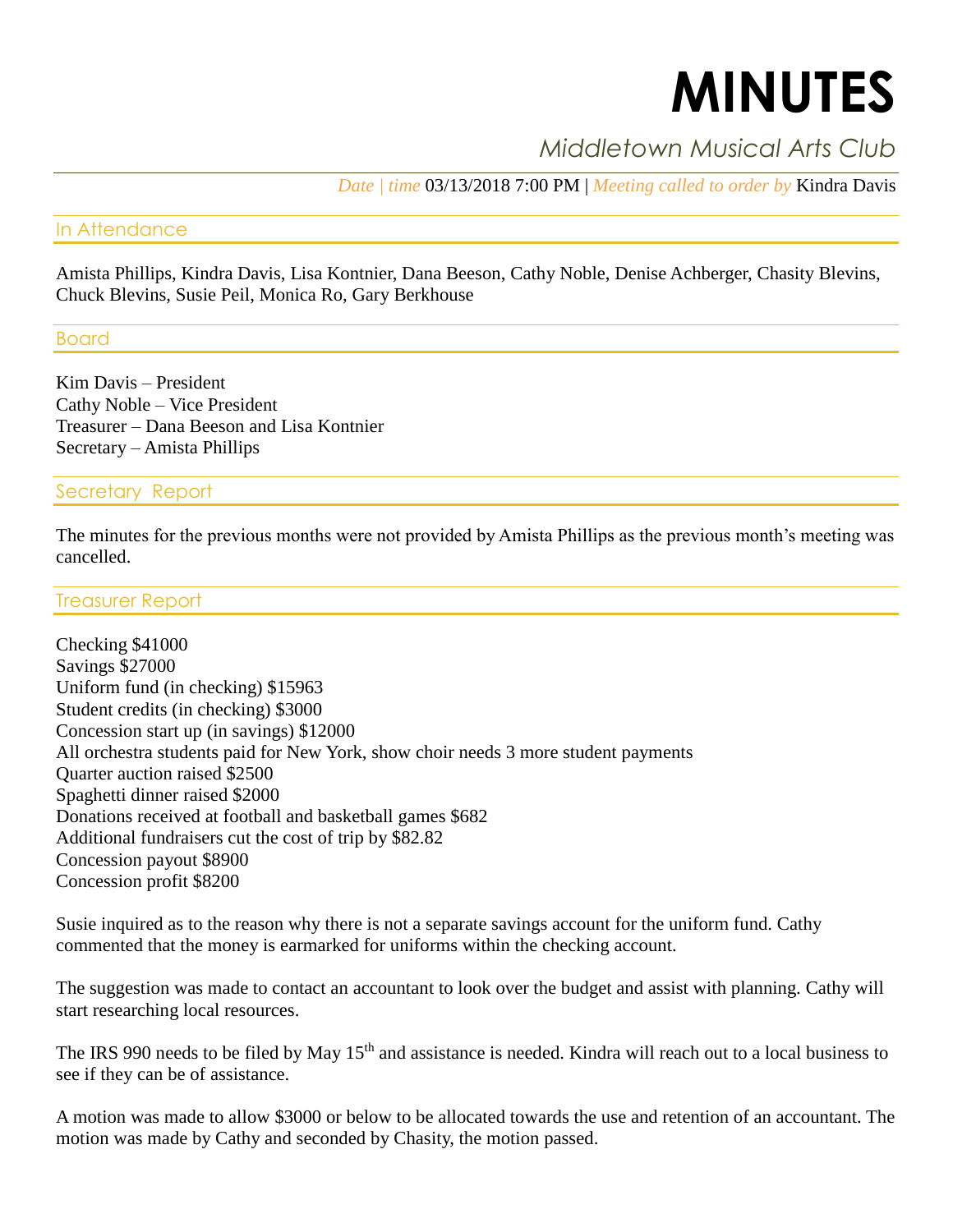# MINUTES

## *Middletown Musical Arts Club*

*Date | time* 03/13/2018 7:00 PM | *Meeting called to order by* Kindra Davis

## In Attendance

Amista Phillips, Kindra Davis, Lisa Kontnier, Dana Beeson, Cathy Noble, Denise Achberger, Chasity Blevins, Chuck Blevins, Susie Peil, Monica Ro, Gary Berkhouse

## Board

Kim Davis – President
Cathy Noble – Vice President
Treasurer – Dana Beeson and Lisa Kontnier
Secretary – Amista Phillips

## Secretary Report

The minutes for the previous months were not provided by Amista Phillips as the previous month's meeting was cancelled.

## Treasurer Report

Checking $41000
Savings $27000
Uniform fund (in checking) $15963
Student credits (in checking) $3000
Concession start up (in savings) $12000
All orchestra students paid for New York, show choir needs 3 more student payments
Quarter auction raised $2500
Spaghetti dinner raised $2000
Donations received at football and basketball games $682
Additional fundraisers cut the cost of trip by $82.82
Concession payout $8900
Concession profit $8200

Susie inquired as to the reason why there is not a separate savings account for the uniform fund. Cathy commented that the money is earmarked for uniforms within the checking account.

The suggestion was made to contact an accountant to look over the budget and assist with planning. Cathy will start researching local resources.

The IRS 990 needs to be filed by May 15th and assistance is needed. Kindra will reach out to a local business to see if they can be of assistance.

A motion was made to allow $3000 or below to be allocated towards the use and retention of an accountant. The motion was made by Cathy and seconded by Chasity, the motion passed.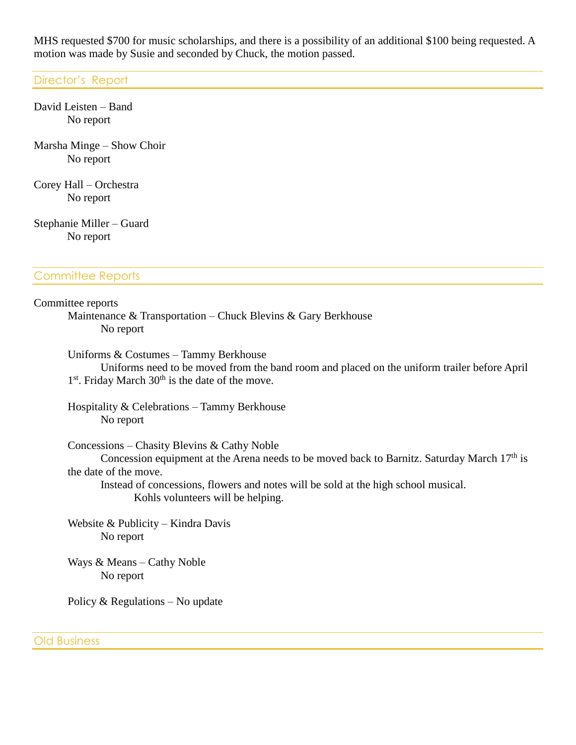MHS requested $700 for music scholarships, and there is a possibility of an additional $100 being requested. A motion was made by Susie and seconded by Chuck, the motion passed.

## Director's Report

David Leisten – Band
No report

Marsha Minge – Show Choir
No report

Corey Hall – Orchestra
No report

Stephanie Miller – Guard
No report

## Committee Reports

Committee reports

Maintenance & Transportation – Chuck Blevins & Gary Berkhouse
No report

Uniforms & Costumes – Tammy Berkhouse
Uniforms need to be moved from the band room and placed on the uniform trailer before April 1st. Friday March 30th is the date of the move.

Hospitality & Celebrations – Tammy Berkhouse
No report

Concessions – Chasity Blevins & Cathy Noble
Concession equipment at the Arena needs to be moved back to Barnitz. Saturday March 17th is the date of the move.
Instead of concessions, flowers and notes will be sold at the high school musical.
Kohls volunteers will be helping.

Website & Publicity – Kindra Davis
No report

Ways & Means – Cathy Noble
No report

Policy & Regulations – No update

## Old Business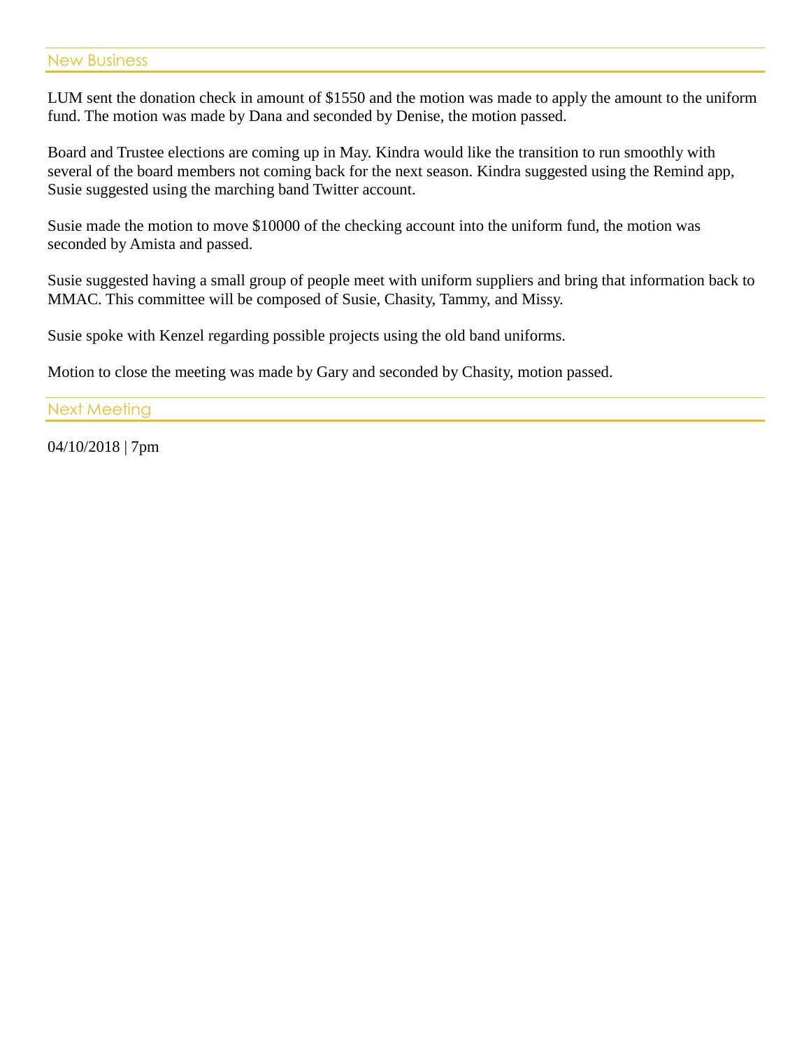## New Business

LUM sent the donation check in amount of $1550 and the motion was made to apply the amount to the uniform fund. The motion was made by Dana and seconded by Denise, the motion passed.

Board and Trustee elections are coming up in May. Kindra would like the transition to run smoothly with several of the board members not coming back for the next season. Kindra suggested using the Remind app, Susie suggested using the marching band Twitter account.

Susie made the motion to move $10000 of the checking account into the uniform fund, the motion was seconded by Amista and passed.

Susie suggested having a small group of people meet with uniform suppliers and bring that information back to MMAC. This committee will be composed of Susie, Chasity, Tammy, and Missy.

Susie spoke with Kenzel regarding possible projects using the old band uniforms.

Motion to close the meeting was made by Gary and seconded by Chasity, motion passed.

## Next Meeting

04/10/2018 | 7pm